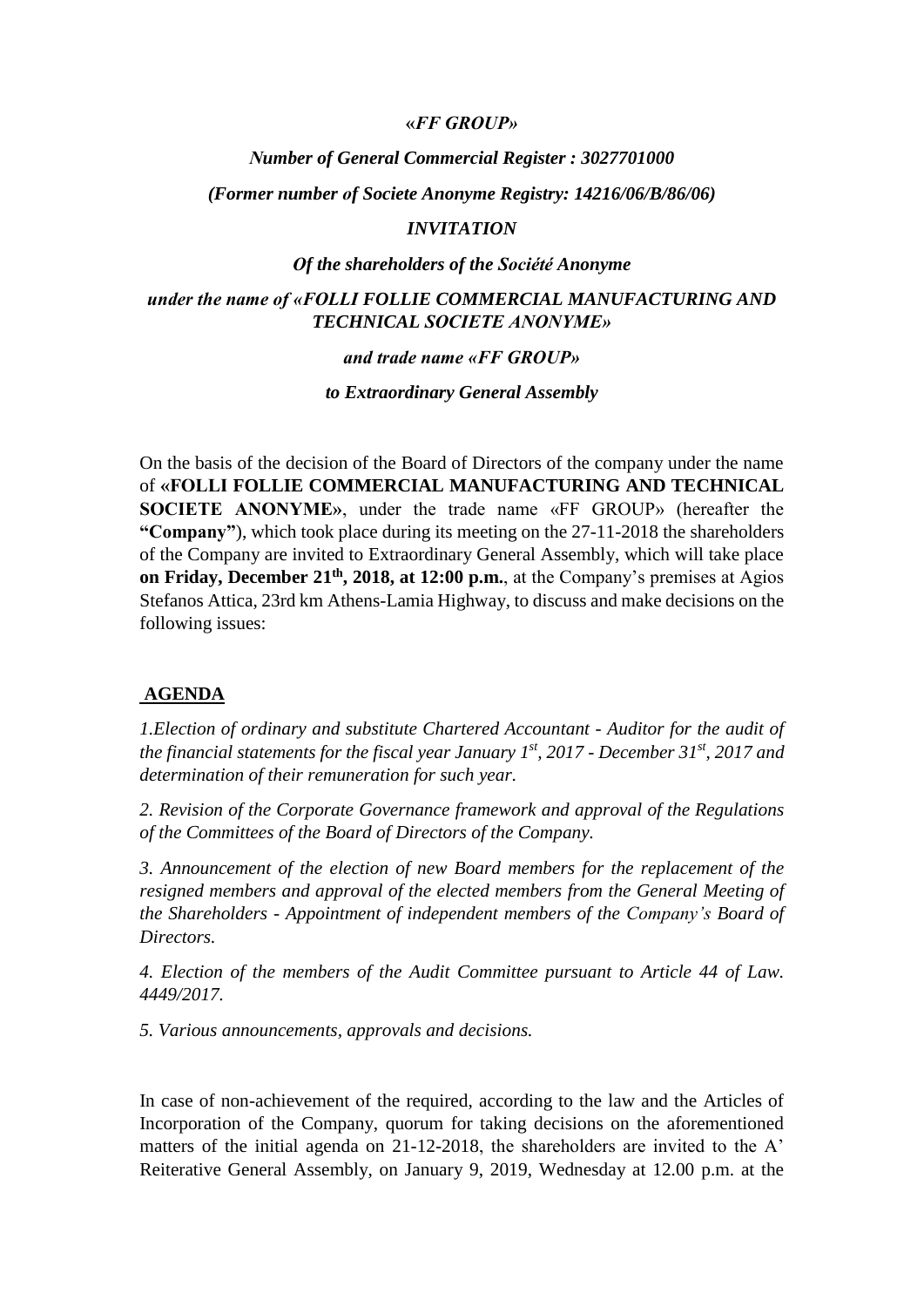***«FF GROUP»***

***Number of General Commercial Register : 3027701000***

***(Former number of Societe Anonyme Registry: 14216/06/B/86/06)***

***INVITATION***

***Of the shareholders of the Société Anonyme***

***under the name of «FOLLI FOLLIE COMMERCIAL MANUFACTURING AND TECHNICAL SOCIETE ANONYME»***

***and trade name «FF GROUP»***

***to Extraordinary General Assembly***

On the basis of the decision of the Board of Directors of the company under the name of **«FOLLI FOLLIE COMMERCIAL MANUFACTURING AND TECHNICAL SOCIETE ANONYME»**, under the trade name «FF GROUP» (hereafter the **"Company"**), which took place during its meeting on the 27-11-2018 the shareholders of the Company are invited to Extraordinary General Assembly, which will take place **on Friday, December 21th, 2018, at 12:00 p.m.**, at the Company's premises at Agios Stefanos Attica, 23rd km Athens-Lamia Highway, to discuss and make decisions on the following issues:

## AGENDA

*1.Election of ordinary and substitute Chartered Accountant - Auditor for the audit of the financial statements for the fiscal year January 1st, 2017 - December 31st, 2017 and determination of their remuneration for such year.*

*2. Revision of the Corporate Governance framework and approval of the Regulations of the Committees of the Board of Directors of the Company.*

*3. Announcement of the election of new Board members for the replacement of the resigned members and approval of the elected members from the General Meeting of the Shareholders - Appointment of independent members of the Company's Board of Directors.*

*4. Election of the members of the Audit Committee pursuant to Article 44 of Law. 4449/2017.*

*5. Various announcements, approvals and decisions.*

In case of non-achievement of the required, according to the law and the Articles of Incorporation of the Company, quorum for taking decisions on the aforementioned matters of the initial agenda on 21-12-2018, the shareholders are invited to the A' Reiterative General Assembly, on January 9, 2019, Wednesday at 12.00 p.m. at the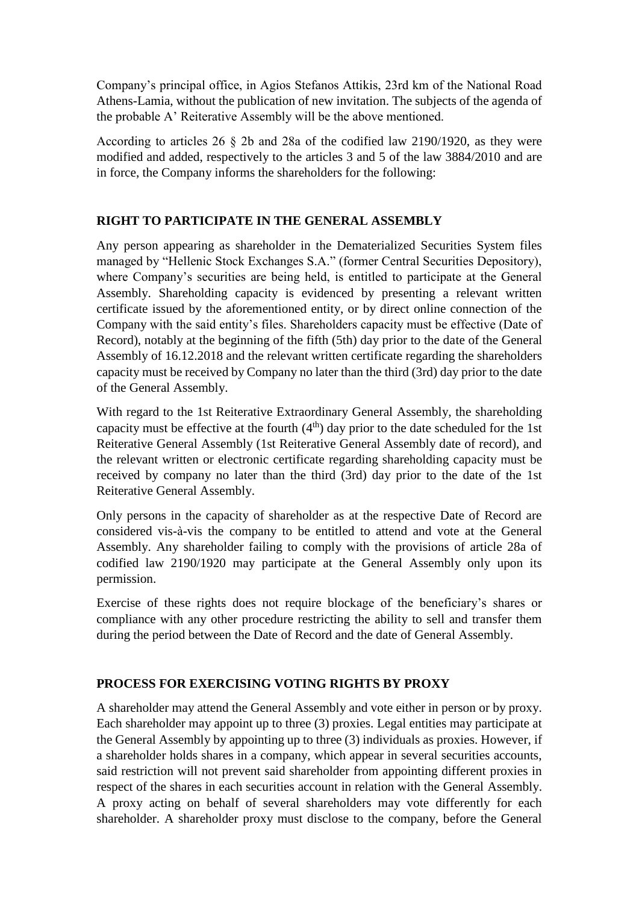Company's principal office, in Agios Stefanos Attikis, 23rd km of the National Road Athens-Lamia, without the publication of new invitation. The subjects of the agenda of the probable A' Reiterative Assembly will be the above mentioned.

According to articles 26 § 2b and 28a of the codified law 2190/1920, as they were modified and added, respectively to the articles 3 and 5 of the law 3884/2010 and are in force, the Company informs the shareholders for the following:

**RIGHT TO PARTICIPATE IN THE GENERAL ASSEMBLY**

Any person appearing as shareholder in the Dematerialized Securities System files managed by "Hellenic Stock Exchanges S.A." (former Central Securities Depository), where Company's securities are being held, is entitled to participate at the General Assembly. Shareholding capacity is evidenced by presenting a relevant written certificate issued by the aforementioned entity, or by direct online connection of the Company with the said entity's files. Shareholders capacity must be effective (Date of Record), notably at the beginning of the fifth (5th) day prior to the date of the General Assembly of 16.12.2018 and the relevant written certificate regarding the shareholders capacity must be received by Company no later than the third (3rd) day prior to the date of the General Assembly.

With regard to the 1st Reiterative Extraordinary General Assembly, the shareholding capacity must be effective at the fourth (4th) day prior to the date scheduled for the 1st Reiterative General Assembly (1st Reiterative General Assembly date of record), and the relevant written or electronic certificate regarding shareholding capacity must be received by company no later than the third (3rd) day prior to the date of the 1st Reiterative General Assembly.

Only persons in the capacity of shareholder as at the respective Date of Record are considered vis-à-vis the company to be entitled to attend and vote at the General Assembly. Any shareholder failing to comply with the provisions of article 28a of codified law 2190/1920 may participate at the General Assembly only upon its permission.

Exercise of these rights does not require blockage of the beneficiary's shares or compliance with any other procedure restricting the ability to sell and transfer them during the period between the Date of Record and the date of General Assembly.

**PROCESS FOR EXERCISING VOTING RIGHTS BY PROXY**

A shareholder may attend the General Assembly and vote either in person or by proxy. Each shareholder may appoint up to three (3) proxies. Legal entities may participate at the General Assembly by appointing up to three (3) individuals as proxies. However, if a shareholder holds shares in a company, which appear in several securities accounts, said restriction will not prevent said shareholder from appointing different proxies in respect of the shares in each securities account in relation with the General Assembly. A proxy acting on behalf of several shareholders may vote differently for each shareholder. A shareholder proxy must disclose to the company, before the General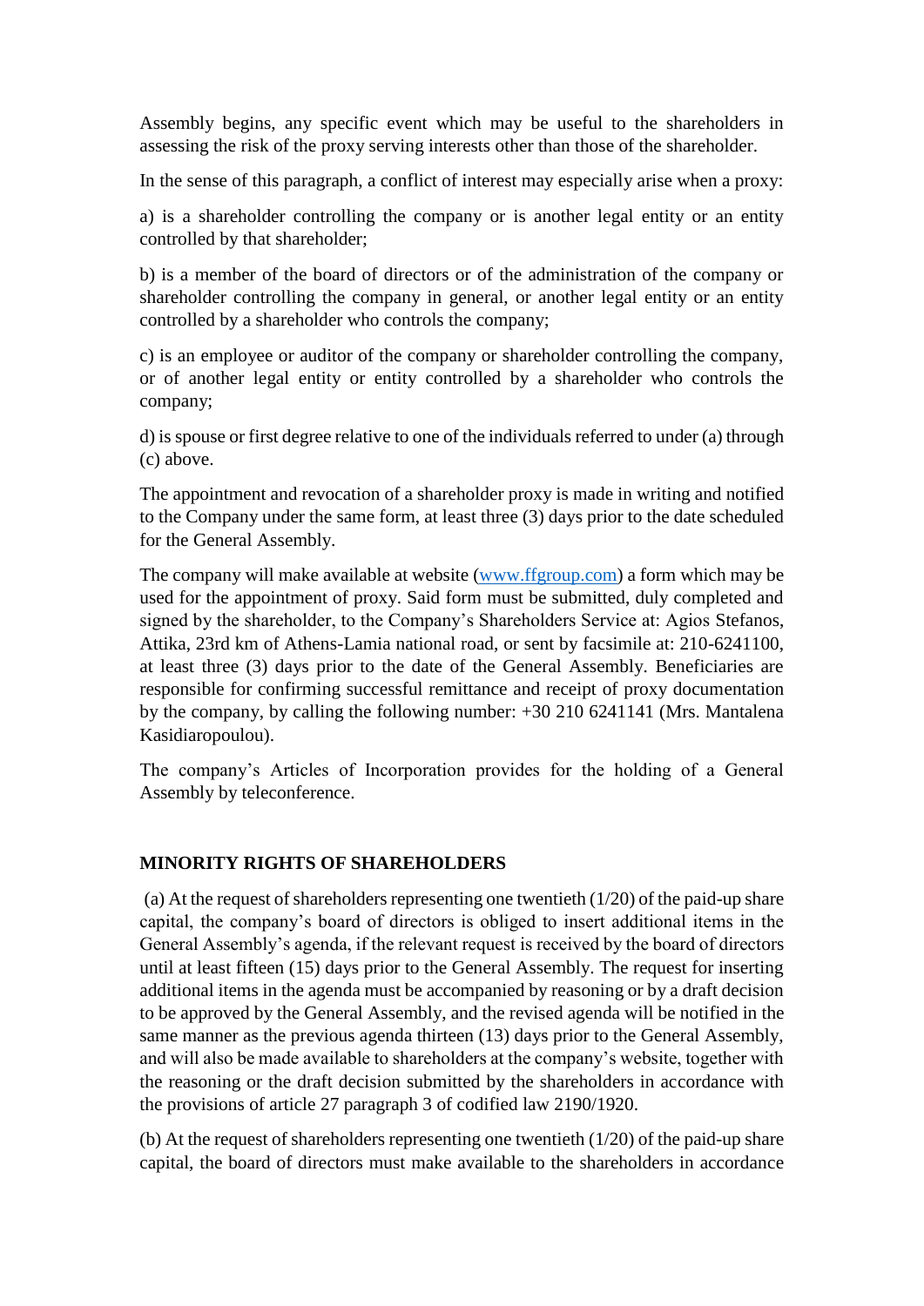Assembly begins, any specific event which may be useful to the shareholders in assessing the risk of the proxy serving interests other than those of the shareholder.

In the sense of this paragraph, a conflict of interest may especially arise when a proxy:

a) is a shareholder controlling the company or is another legal entity or an entity controlled by that shareholder;

b) is a member of the board of directors or of the administration of the company or shareholder controlling the company in general, or another legal entity or an entity controlled by a shareholder who controls the company;

c) is an employee or auditor of the company or shareholder controlling the company, or of another legal entity or entity controlled by a shareholder who controls the company;

d) is spouse or first degree relative to one of the individuals referred to under (a) through (c) above.

The appointment and revocation of a shareholder proxy is made in writing and notified to the Company under the same form, at least three (3) days prior to the date scheduled for the General Assembly.

The company will make available at website (www.ffgroup.com) a form which may be used for the appointment of proxy. Said form must be submitted, duly completed and signed by the shareholder, to the Company's Shareholders Service at: Agios Stefanos, Attika, 23rd km of Athens-Lamia national road, or sent by facsimile at: 210-6241100, at least three (3) days prior to the date of the General Assembly. Beneficiaries are responsible for confirming successful remittance and receipt of proxy documentation by the company, by calling the following number: +30 210 6241141 (Mrs. Mantalena Kasidiaropoulou).

The company's Articles of Incorporation provides for the holding of a General Assembly by teleconference.

**MINORITY RIGHTS OF SHAREHOLDERS**

(a) At the request of shareholders representing one twentieth (1/20) of the paid-up share capital, the company's board of directors is obliged to insert additional items in the General Assembly's agenda, if the relevant request is received by the board of directors until at least fifteen (15) days prior to the General Assembly. The request for inserting additional items in the agenda must be accompanied by reasoning or by a draft decision to be approved by the General Assembly, and the revised agenda will be notified in the same manner as the previous agenda thirteen (13) days prior to the General Assembly, and will also be made available to shareholders at the company's website, together with the reasoning or the draft decision submitted by the shareholders in accordance with the provisions of article 27 paragraph 3 of codified law 2190/1920.

(b) At the request of shareholders representing one twentieth (1/20) of the paid-up share capital, the board of directors must make available to the shareholders in accordance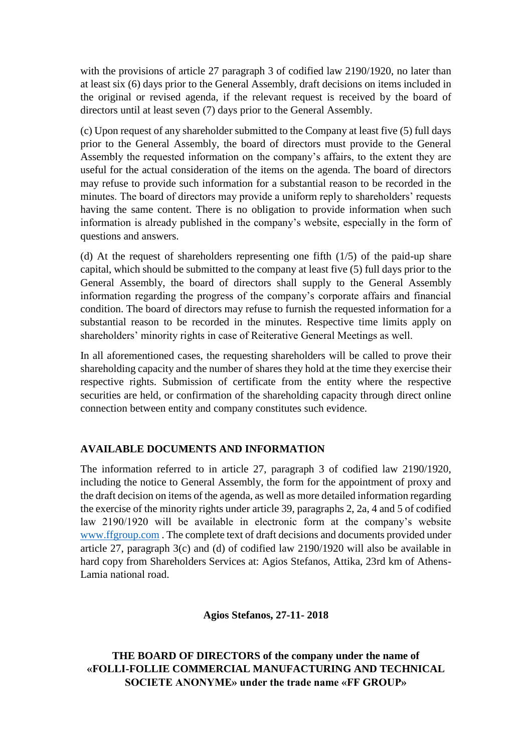with the provisions of article 27 paragraph 3 of codified law 2190/1920, no later than at least six (6) days prior to the General Assembly, draft decisions on items included in the original or revised agenda, if the relevant request is received by the board of directors until at least seven (7) days prior to the General Assembly.

(c) Upon request of any shareholder submitted to the Company at least five (5) full days prior to the General Assembly, the board of directors must provide to the General Assembly the requested information on the company's affairs, to the extent they are useful for the actual consideration of the items on the agenda. The board of directors may refuse to provide such information for a substantial reason to be recorded in the minutes. The board of directors may provide a uniform reply to shareholders' requests having the same content. There is no obligation to provide information when such information is already published in the company's website, especially in the form of questions and answers.

(d) At the request of shareholders representing one fifth (1/5) of the paid-up share capital, which should be submitted to the company at least five (5) full days prior to the General Assembly, the board of directors shall supply to the General Assembly information regarding the progress of the company's corporate affairs and financial condition. The board of directors may refuse to furnish the requested information for a substantial reason to be recorded in the minutes. Respective time limits apply on shareholders' minority rights in case of Reiterative General Meetings as well.

In all aforementioned cases, the requesting shareholders will be called to prove their shareholding capacity and the number of shares they hold at the time they exercise their respective rights. Submission of certificate from the entity where the respective securities are held, or confirmation of the shareholding capacity through direct online connection between entity and company constitutes such evidence.

## AVAILABLE DOCUMENTS AND INFORMATION

The information referred to in article 27, paragraph 3 of codified law 2190/1920, including the notice to General Assembly, the form for the appointment of proxy and the draft decision on items of the agenda, as well as more detailed information regarding the exercise of the minority rights under article 39, paragraphs 2, 2a, 4 and 5 of codified law 2190/1920 will be available in electronic form at the company's website www.ffgroup.com . The complete text of draft decisions and documents provided under article 27, paragraph 3(c) and (d) of codified law 2190/1920 will also be available in hard copy from Shareholders Services at: Agios Stefanos, Attika, 23rd km of Athens-Lamia national road.

**Agios Stefanos, 27-11- 2018**

**THE BOARD OF DIRECTORS of the company under the name of «FOLLI-FOLLIE COMMERCIAL MANUFACTURING AND TECHNICAL SOCIETE ANONYME» under the trade name «FF GROUP»**